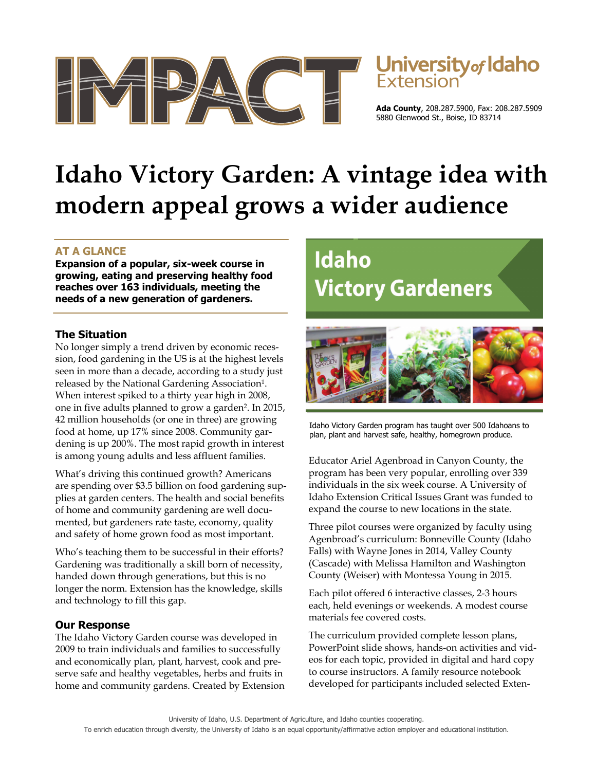IMPACT

University of Idaho Extension

**Ada County**, 208.287.5900, Fax: 208.287.5909
5880 Glenwood St., Boise, ID 83714

# Idaho Victory Garden: A vintage idea with modern appeal grows a wider audience

## AT A GLANCE

**Expansion of a popular, six-week course in growing, eating and preserving healthy food reaches over 163 individuals, meeting the needs of a new generation of gardeners.**

### The Situation

No longer simply a trend driven by economic recession, food gardening in the US is at the highest levels seen in more than a decade, according to a study just released by the National Gardening Association[1]. When interest spiked to a thirty year high in 2008, one in five adults planned to grow a garden[2]. In 2015, 42 million households (or one in three) are growing food at home, up 17% since 2008. Community gardening is up 200%. The most rapid growth in interest is among young adults and less affluent families.

What's driving this continued growth? Americans are spending over $3.5 billion on food gardening supplies at garden centers. The health and social benefits of home and community gardening are well documented, but gardeners rate taste, economy, quality and safety of home grown food as most important.

Who's teaching them to be successful in their efforts? Gardening was traditionally a skill born of necessity, handed down through generations, but this is no longer the norm. Extension has the knowledge, skills and technology to fill this gap.

### Our Response

The Idaho Victory Garden course was developed in 2009 to train individuals and families to successfully and economically plan, plant, harvest, cook and preserve safe and healthy vegetables, herbs and fruits in home and community gardens. Created by Extension Educator Ariel Agenbroad in Canyon County, the program has been very popular, enrolling over 339 individuals in the six week course. A University of Idaho Extension Critical Issues Grant was funded to expand the course to new locations in the state.

**Idaho Victory Gardeners**

Idaho Victory Garden program has taught over 500 Idahoans to plan, plant and harvest safe, healthy, homegrown produce.

Three pilot courses were organized by faculty using Agenbroad's curriculum: Bonneville County (Idaho Falls) with Wayne Jones in 2014, Valley County (Cascade) with Melissa Hamilton and Washington County (Weiser) with Montessa Young in 2015.

Each pilot offered 6 interactive classes, 2-3 hours each, held evenings or weekends. A modest course materials fee covered costs.

The curriculum provided complete lesson plans, PowerPoint slide shows, hands-on activities and videos for each topic, provided in digital and hard copy to course instructors. A family resource notebook developed for participants included selected Exten-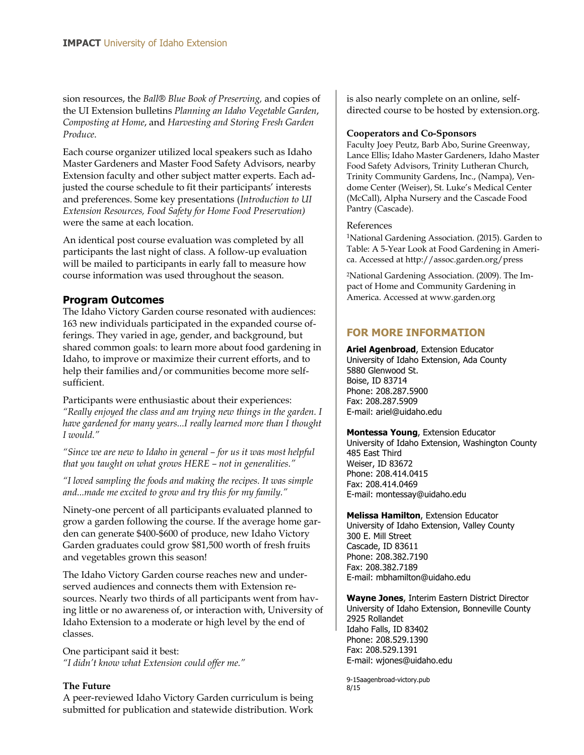sion resources, the *Ball® Blue Book of Preserving,* and copies of the UI Extension bulletins *Planning an Idaho Vegetable Garden*, *Composting at Home*, and *Harvesting and Storing Fresh Garden Produce*.

Each course organizer utilized local speakers such as Idaho Master Gardeners and Master Food Safety Advisors, nearby Extension faculty and other subject matter experts. Each adjusted the course schedule to fit their participants' interests and preferences. Some key presentations (*Introduction to UI Extension Resources, Food Safety for Home Food Preservation)* were the same at each location.

An identical post course evaluation was completed by all participants the last night of class. A follow-up evaluation will be mailed to participants in early fall to measure how course information was used throughout the season.

## Program Outcomes

The Idaho Victory Garden course resonated with audiences: 163 new individuals participated in the expanded course offerings. They varied in age, gender, and background, but shared common goals: to learn more about food gardening in Idaho, to improve or maximize their current efforts, and to help their families and/or communities become more self-sufficient.

Participants were enthusiastic about their experiences:
*"Really enjoyed the class and am trying new things in the garden. I have gardened for many years...I really learned more than I thought I would."*

*"Since we are new to Idaho in general – for us it was most helpful that you taught on what grows HERE – not in generalities."*

*"I loved sampling the foods and making the recipes. It was simple and...made me excited to grow and try this for my family."*

Ninety-one percent of all participants evaluated planned to grow a garden following the course. If the average home garden can generate $400-$600 of produce, new Idaho Victory Garden graduates could grow $81,500 worth of fresh fruits and vegetables grown this season!

The Idaho Victory Garden course reaches new and underserved audiences and connects them with Extension resources. Nearly two thirds of all participants went from having little or no awareness of, or interaction with, University of Idaho Extension to a moderate or high level by the end of classes.

One participant said it best:
*"I didn't know what Extension could offer me."*

### The Future

A peer-reviewed Idaho Victory Garden curriculum is being submitted for publication and statewide distribution. Work is also nearly complete on an online, self-directed course to be hosted by extension.org.

### Cooperators and Co-Sponsors

Faculty Joey Peutz, Barb Abo, Surine Greenway, Lance Ellis; Idaho Master Gardeners, Idaho Master Food Safety Advisors, Trinity Lutheran Church, Trinity Community Gardens, Inc., (Nampa), Vendome Center (Weiser), St. Luke's Medical Center (McCall), Alpha Nursery and the Cascade Food Pantry (Cascade).

### References

[1]National Gardening Association. (2015). Garden to Table: A 5-Year Look at Food Gardening in America. Accessed at http://assoc.garden.org/press

[2]National Gardening Association. (2009). The Impact of Home and Community Gardening in America. Accessed at www.garden.org

## FOR MORE INFORMATION

**Ariel Agenbroad**, Extension Educator
University of Idaho Extension, Ada County
5880 Glenwood St.
Boise, ID 83714
Phone: 208.287.5900
Fax: 208.287.5909
E-mail: ariel@uidaho.edu

**Montessa Young**, Extension Educator
University of Idaho Extension, Washington County
485 East Third
Weiser, ID 83672
Phone: 208.414.0415
Fax: 208.414.0469
E-mail: montessay@uidaho.edu

**Melissa Hamilton**, Extension Educator
University of Idaho Extension, Valley County
300 E. Mill Street
Cascade, ID 83611
Phone: 208.382.7190
Fax: 208.382.7189
E-mail: mbhamilton@uidaho.edu

**Wayne Jones**, Interim Eastern District Director
University of Idaho Extension, Bonneville County
2925 Rollandet
Idaho Falls, ID 83402
Phone: 208.529.1390
Fax: 208.529.1391
E-mail: wjones@uidaho.edu

9-15aagenbroad-victory.pub
8/15